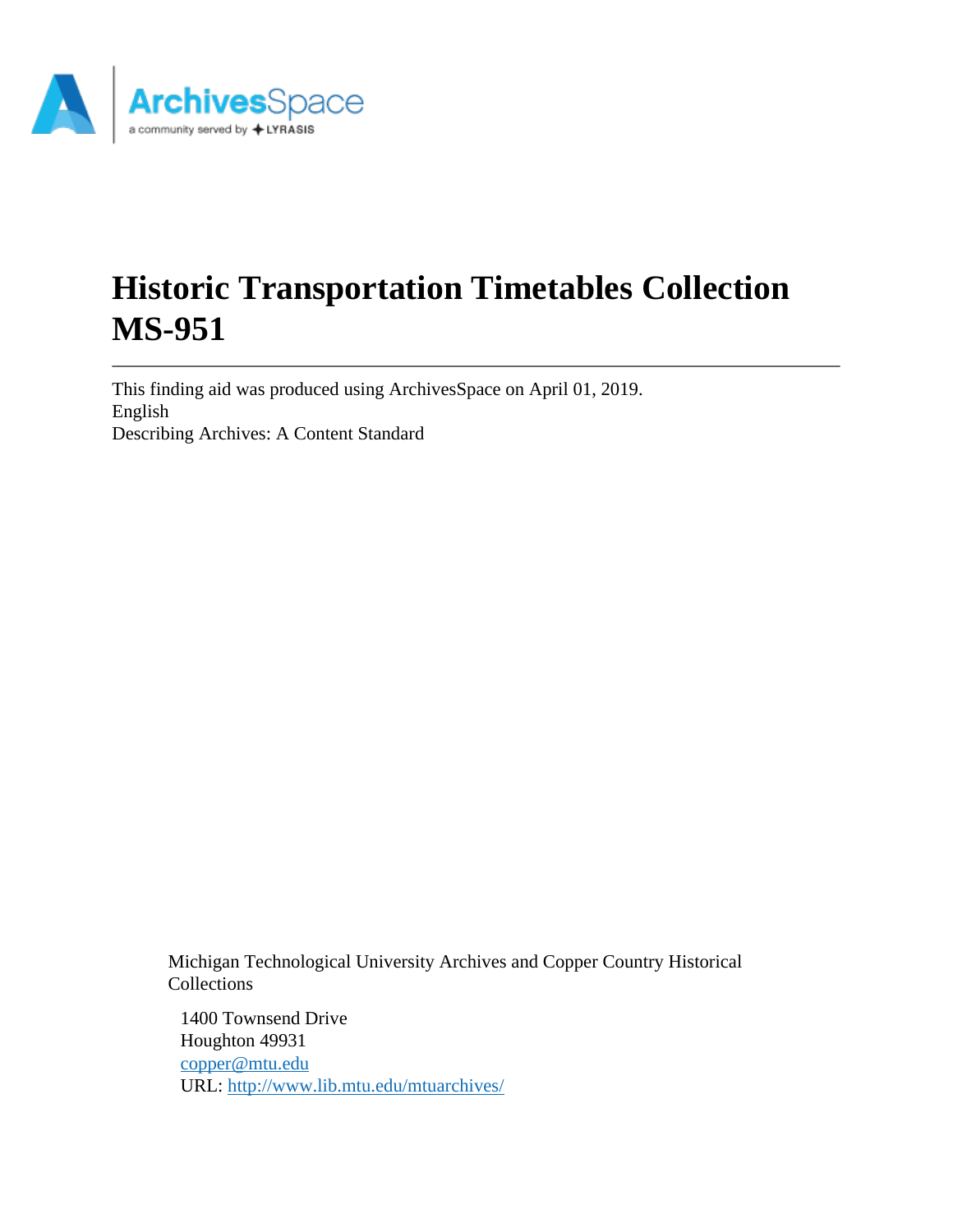# Historic Transportation Timetables Collection MS-951

This finding aid was produced using ArchivesSpace on April 01, 2019.
English
Describing Archives: A Content Standard

Michigan Technological University Archives and Copper Country Historical Collections

1400 Townsend Drive
Houghton 49931
copper@mtu.edu
URL: http://www.lib.mtu.edu/mtuarchives/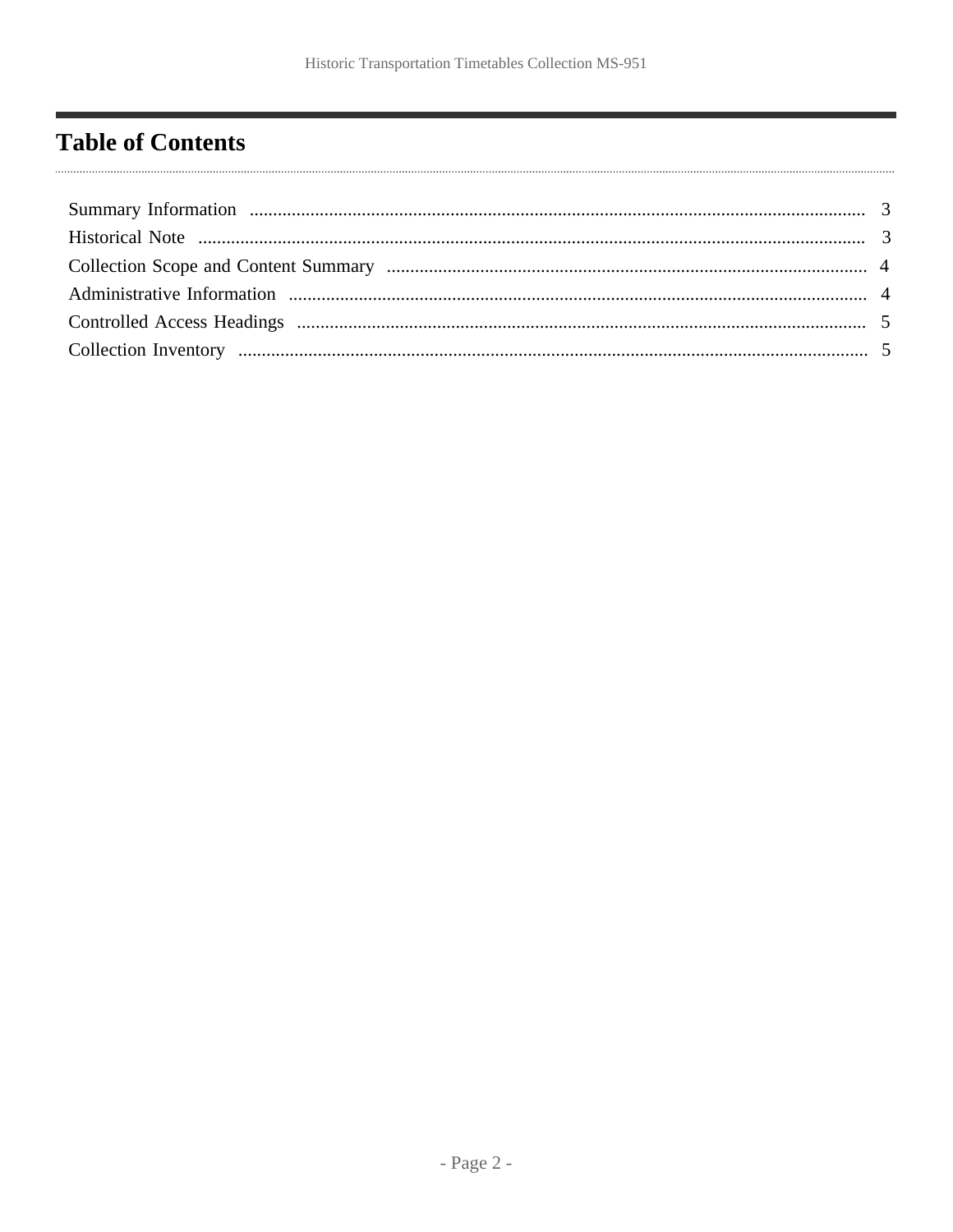# Table of Contents

Summary Information .................................................................................................................... 3
Historical Note .............................................................................................................................. 3
Collection Scope and Content Summary ....................................................................................... 4
Administrative Information ............................................................................................................ 4
Controlled Access Headings .......................................................................................................... 5
Collection Inventory ...................................................................................................................... 5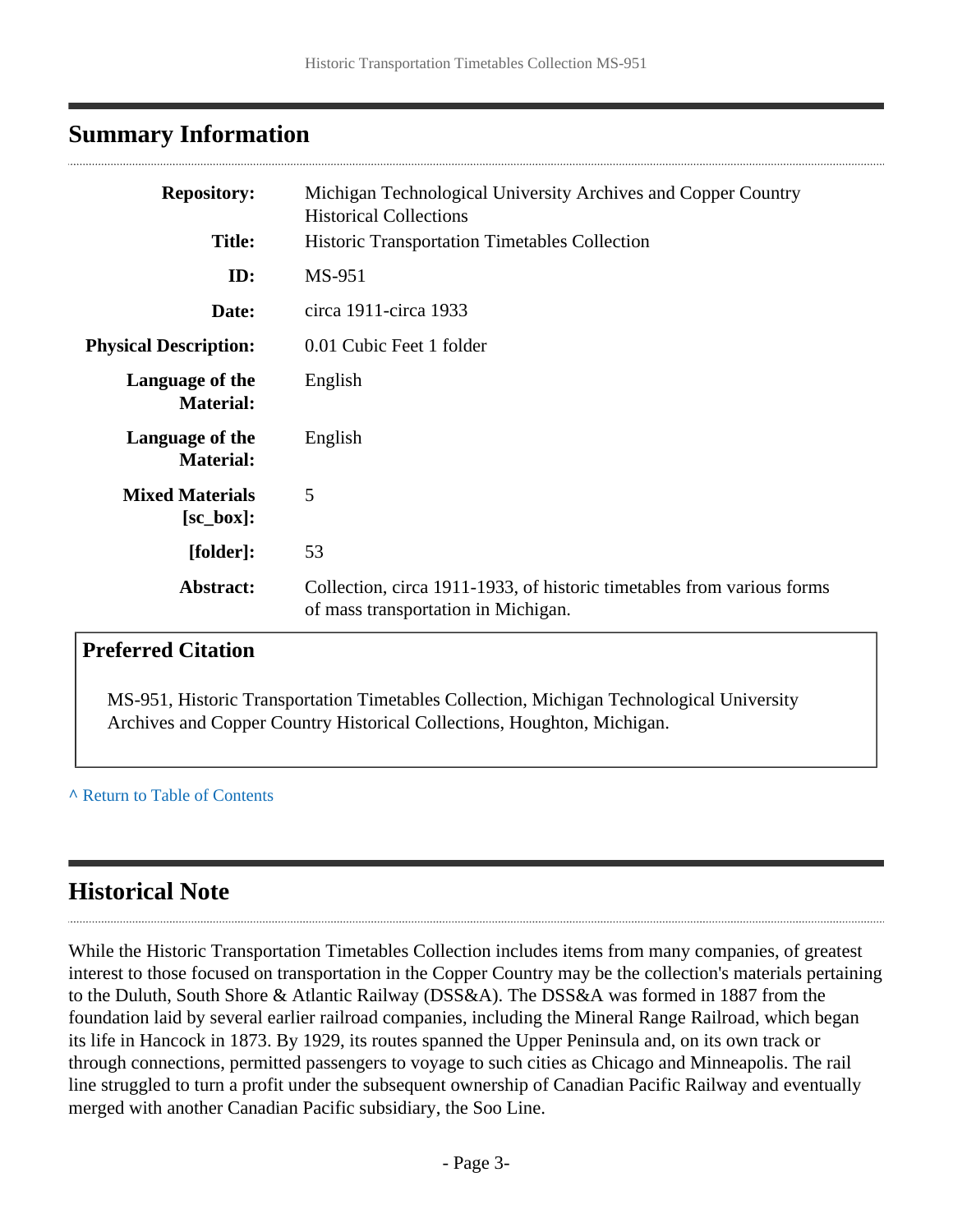## Summary Information

| | |
|---|---|
| **Repository:** | Michigan Technological University Archives and Copper Country Historical Collections |
| **Title:** | Historic Transportation Timetables Collection |
| **ID:** | MS-951 |
| **Date:** | circa 1911-circa 1933 |
| **Physical Description:** | 0.01 Cubic Feet 1 folder |
| **Language of the Material:** | English |
| **Language of the Material:** | English |
| **Mixed Materials [sc_box]:** | 5 |
| **[folder]:** | 53 |
| **Abstract:** | Collection, circa 1911-1933, of historic timetables from various forms of mass transportation in Michigan. |

### Preferred Citation

MS-951, Historic Transportation Timetables Collection, Michigan Technological University Archives and Copper Country Historical Collections, Houghton, Michigan.

^ Return to Table of Contents

## Historical Note

While the Historic Transportation Timetables Collection includes items from many companies, of greatest interest to those focused on transportation in the Copper Country may be the collection's materials pertaining to the Duluth, South Shore & Atlantic Railway (DSS&A). The DSS&A was formed in 1887 from the foundation laid by several earlier railroad companies, including the Mineral Range Railroad, which began its life in Hancock in 1873. By 1929, its routes spanned the Upper Peninsula and, on its own track or through connections, permitted passengers to voyage to such cities as Chicago and Minneapolis. The rail line struggled to turn a profit under the subsequent ownership of Canadian Pacific Railway and eventually merged with another Canadian Pacific subsidiary, the Soo Line.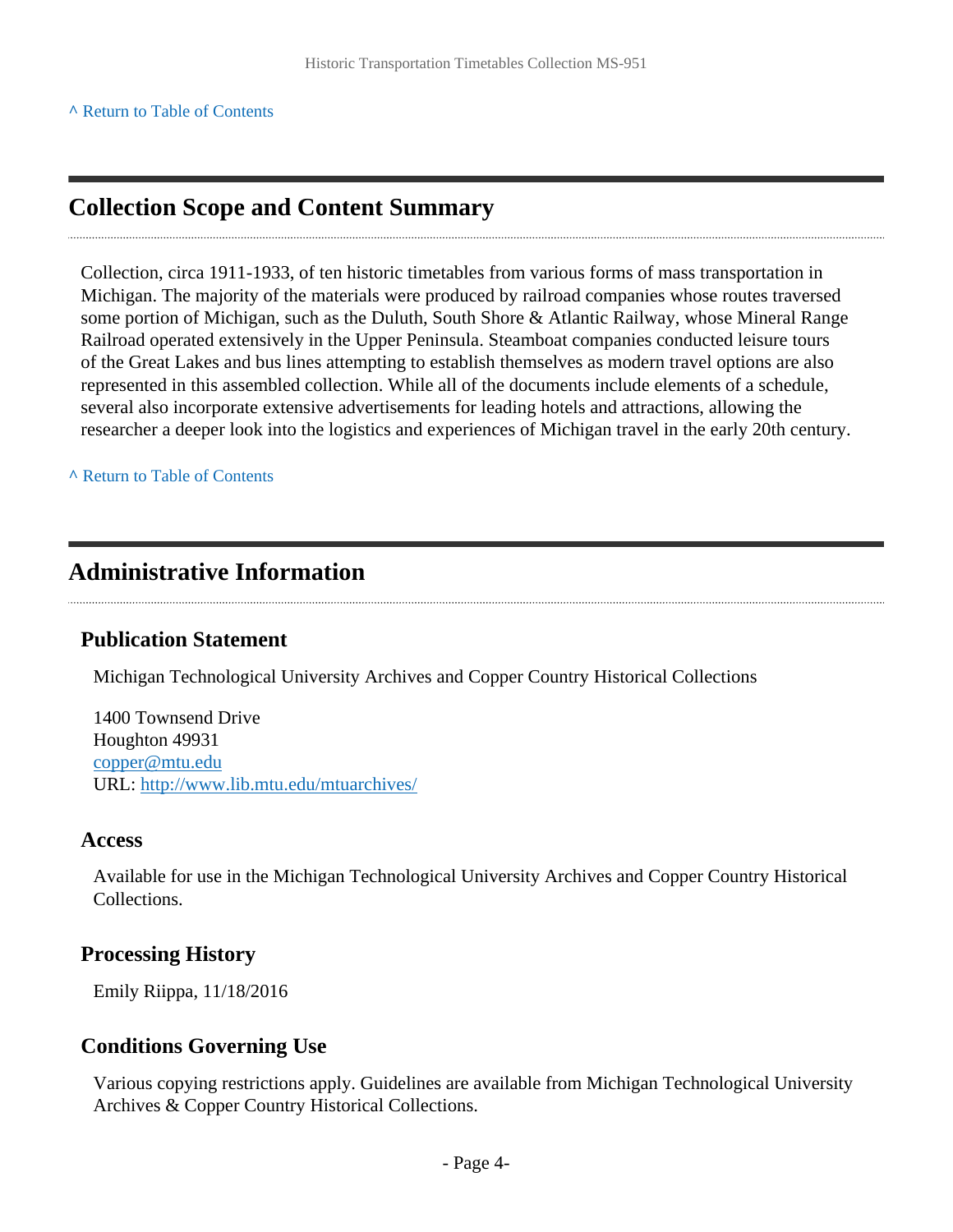^ Return to Table of Contents

## Collection Scope and Content Summary

Collection, circa 1911-1933, of ten historic timetables from various forms of mass transportation in Michigan. The majority of the materials were produced by railroad companies whose routes traversed some portion of Michigan, such as the Duluth, South Shore & Atlantic Railway, whose Mineral Range Railroad operated extensively in the Upper Peninsula. Steamboat companies conducted leisure tours of the Great Lakes and bus lines attempting to establish themselves as modern travel options are also represented in this assembled collection. While all of the documents include elements of a schedule, several also incorporate extensive advertisements for leading hotels and attractions, allowing the researcher a deeper look into the logistics and experiences of Michigan travel in the early 20th century.

^ Return to Table of Contents

## Administrative Information

### Publication Statement

Michigan Technological University Archives and Copper Country Historical Collections

1400 Townsend Drive
Houghton 49931
copper@mtu.edu
URL: http://www.lib.mtu.edu/mtuarchives/

### Access

Available for use in the Michigan Technological University Archives and Copper Country Historical Collections.

### Processing History

Emily Riippa, 11/18/2016

### Conditions Governing Use

Various copying restrictions apply. Guidelines are available from Michigan Technological University Archives & Copper Country Historical Collections.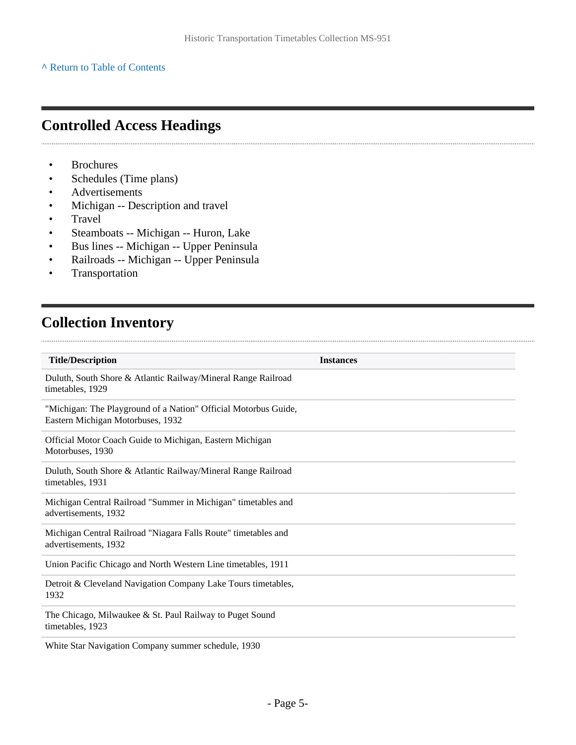^ Return to Table of Contents

## Controlled Access Headings

- Brochures
- Schedules (Time plans)
- Advertisements
- Michigan -- Description and travel
- Travel
- Steamboats -- Michigan -- Huron, Lake
- Bus lines -- Michigan -- Upper Peninsula
- Railroads -- Michigan -- Upper Peninsula
- Transportation

## Collection Inventory

| Title/Description | Instances |
|---|---|
| Duluth, South Shore & Atlantic Railway/Mineral Range Railroad timetables, 1929 | |
| "Michigan: The Playground of a Nation" Official Motorbus Guide, Eastern Michigan Motorbuses, 1932 | |
| Official Motor Coach Guide to Michigan, Eastern Michigan Motorbuses, 1930 | |
| Duluth, South Shore & Atlantic Railway/Mineral Range Railroad timetables, 1931 | |
| Michigan Central Railroad "Summer in Michigan" timetables and advertisements, 1932 | |
| Michigan Central Railroad "Niagara Falls Route" timetables and advertisements, 1932 | |
| Union Pacific Chicago and North Western Line timetables, 1911 | |
| Detroit & Cleveland Navigation Company Lake Tours timetables, 1932 | |
| The Chicago, Milwaukee & St. Paul Railway to Puget Sound timetables, 1923 | |
| White Star Navigation Company summer schedule, 1930 | |